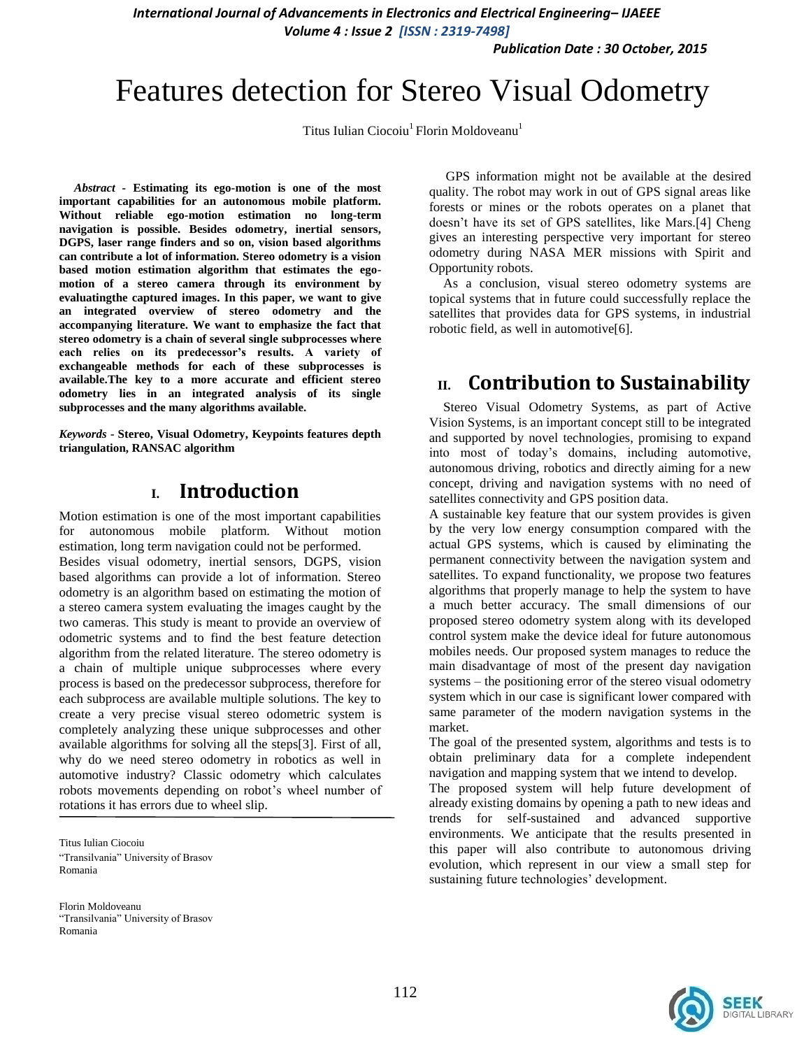# Features detection for Stereo Visual Odometry

Titus Iulian Ciocoiu[1] Florin Moldoveanu[1]

***Abstract*** **- Estimating its ego-motion is one of the most important capabilities for an autonomous mobile platform. Without reliable ego-motion estimation no long-term navigation is possible. Besides odometry, inertial sensors, DGPS, laser range finders and so on, vision based algorithms can contribute a lot of information. Stereo odometry is a vision based motion estimation algorithm that estimates the ego-motion of a stereo camera through its environment by evaluatingthe captured images. In this paper, we want to give an integrated overview of stereo odometry and the accompanying literature. We want to emphasize the fact that stereo odometry is a chain of several single subprocesses where each relies on its predecessor's results. A variety of exchangeable methods for each of these subprocesses is available.The key to a more accurate and efficient stereo odometry lies in an integrated analysis of its single subprocesses and the many algorithms available.**

***Keywords*** **- Stereo, Visual Odometry, Keypoints features depth triangulation, RANSAC algorithm**

## I. Introduction

Motion estimation is one of the most important capabilities for autonomous mobile platform. Without motion estimation, long term navigation could not be performed.

Besides visual odometry, inertial sensors, DGPS, vision based algorithms can provide a lot of information. Stereo odometry is an algorithm based on estimating the motion of a stereo camera system evaluating the images caught by the two cameras. This study is meant to provide an overview of odometric systems and to find the best feature detection algorithm from the related literature. The stereo odometry is a chain of multiple unique subprocesses where every process is based on the predecessor subprocess, therefore for each subprocess are available multiple solutions. The key to create a very precise visual stereo odometric system is completely analyzing these unique subprocesses and other available algorithms for solving all the steps[3]. First of all, why do we need stereo odometry in robotics as well in automotive industry? Classic odometry which calculates robots movements depending on robot's wheel number of rotations it has errors due to wheel slip.

Titus Iulian Ciocoiu
"Transilvania" University of Brasov
Romania

Florin Moldoveanu
"Transilvania" University of Brasov
Romania

GPS information might not be available at the desired quality. The robot may work in out of GPS signal areas like forests or mines or the robots operates on a planet that doesn't have its set of GPS satellites, like Mars.[4] Cheng gives an interesting perspective very important for stereo odometry during NASA MER missions with Spirit and Opportunity robots.

As a conclusion, visual stereo odometry systems are topical systems that in future could successfully replace the satellites that provides data for GPS systems, in industrial robotic field, as well in automotive[6].

## II. Contribution to Sustainability

Stereo Visual Odometry Systems, as part of Active Vision Systems, is an important concept still to be integrated and supported by novel technologies, promising to expand into most of today's domains, including automotive, autonomous driving, robotics and directly aiming for a new concept, driving and navigation systems with no need of satellites connectivity and GPS position data.

A sustainable key feature that our system provides is given by the very low energy consumption compared with the actual GPS systems, which is caused by eliminating the permanent connectivity between the navigation system and satellites. To expand functionality, we propose two features algorithms that properly manage to help the system to have a much better accuracy. The small dimensions of our proposed stereo odometry system along with its developed control system make the device ideal for future autonomous mobiles needs. Our proposed system manages to reduce the main disadvantage of most of the present day navigation systems – the positioning error of the stereo visual odometry system which in our case is significant lower compared with same parameter of the modern navigation systems in the market.

The goal of the presented system, algorithms and tests is to obtain preliminary data for a complete independent navigation and mapping system that we intend to develop.

The proposed system will help future development of already existing domains by opening a path to new ideas and trends for self-sustained and advanced supportive environments. We anticipate that the results presented in this paper will also contribute to autonomous driving evolution, which represent in our view a small step for sustaining future technologies' development.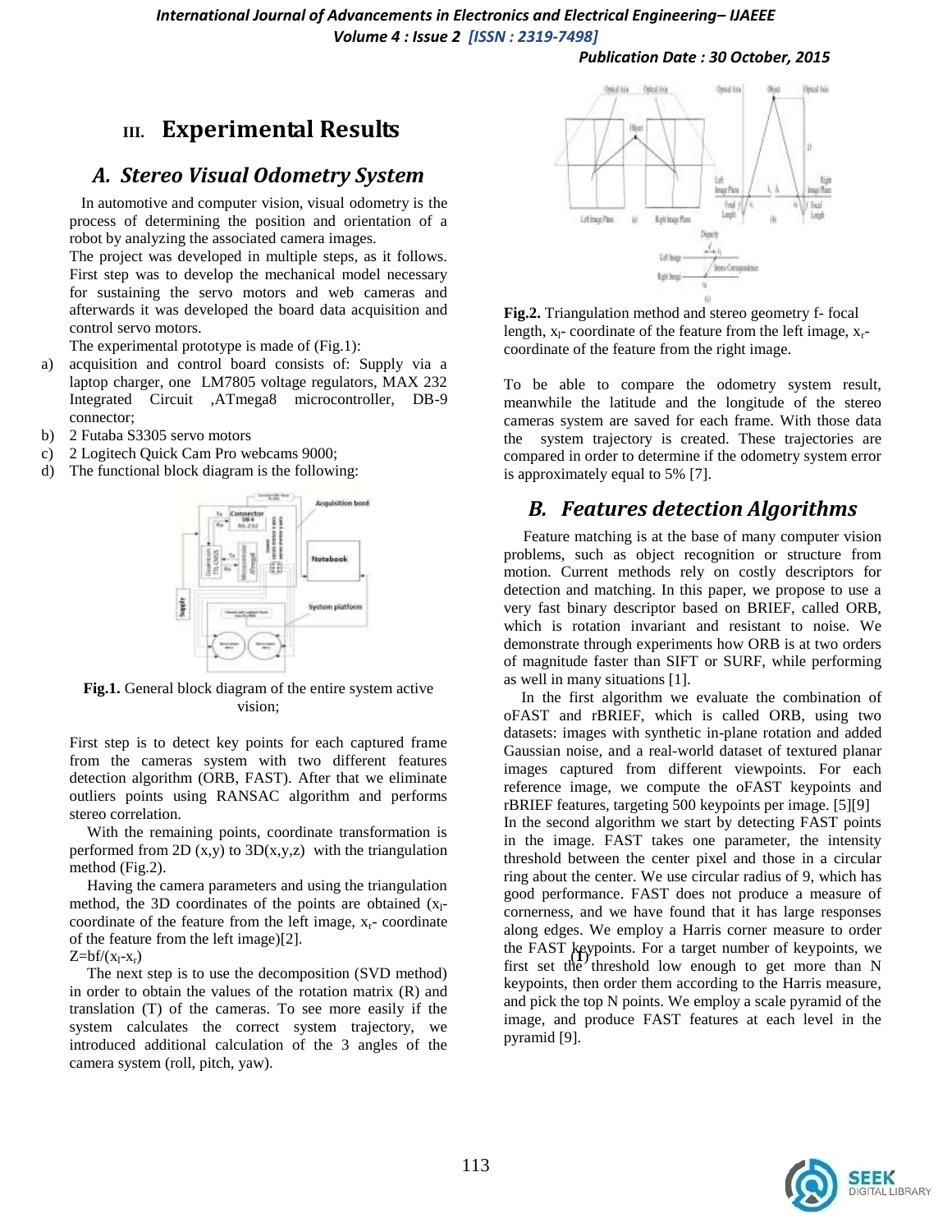## III. Experimental Results

### A. Stereo Visual Odometry System

In automotive and computer vision, visual odometry is the process of determining the position and orientation of a robot by analyzing the associated camera images.

The project was developed in multiple steps, as it follows. First step was to develop the mechanical model necessary for sustaining the servo motors and web cameras and afterwards it was developed the board data acquisition and control servo motors.

The experimental prototype is made of (Fig.1):

a) acquisition and control board consists of: Supply via a laptop charger, one LM7805 voltage regulators, MAX 232 Integrated Circuit ,ATmega8 microcontroller, DB-9 connector;
b) 2 Futaba S3305 servo motors
c) 2 Logitech Quick Cam Pro webcams 9000;
d) The functional block diagram is the following:

**Fig.1.** General block diagram of the entire system active vision;

First step is to detect key points for each captured frame from the cameras system with two different features detection algorithm (ORB, FAST). After that we eliminate outliers points using RANSAC algorithm and performs stereo correlation.

With the remaining points, coordinate transformation is performed from 2D (x,y) to 3D(x,y,z) with the triangulation method (Fig.2).

Having the camera parameters and using the triangulation method, the 3D coordinates of the points are obtained ($x_l$- coordinate of the feature from the left image, $x_r$- coordinate of the feature from the left image)[2].

$$Z=bf/(x_l-x_r) \quad (1)$$

The next step is to use the decomposition (SVD method) in order to obtain the values of the rotation matrix (R) and translation (T) of the cameras. To see more easily if the system calculates the correct system trajectory, we introduced additional calculation of the 3 angles of the camera system (roll, pitch, yaw).

**Fig.2.** Triangulation method and stereo geometry f- focal length, $x_l$- coordinate of the feature from the left image, $x_r$- coordinate of the feature from the right image.

To be able to compare the odometry system result, meanwhile the latitude and the longitude of the stereo cameras system are saved for each frame. With those data the system trajectory is created. These trajectories are compared in order to determine if the odometry system error is approximately equal to 5% [7].

### B. Features detection Algorithms

Feature matching is at the base of many computer vision problems, such as object recognition or structure from motion. Current methods rely on costly descriptors for detection and matching. In this paper, we propose to use a very fast binary descriptor based on BRIEF, called ORB, which is rotation invariant and resistant to noise. We demonstrate through experiments how ORB is at two orders of magnitude faster than SIFT or SURF, while performing as well in many situations [1].

In the first algorithm we evaluate the combination of oFAST and rBRIEF, which is called ORB, using two datasets: images with synthetic in-plane rotation and added Gaussian noise, and a real-world dataset of textured planar images captured from different viewpoints. For each reference image, we compute the oFAST keypoints and rBRIEF features, targeting 500 keypoints per image. [5][9]

In the second algorithm we start by detecting FAST points in the image. FAST takes one parameter, the intensity threshold between the center pixel and those in a circular ring about the center. We use circular radius of 9, which has good performance. FAST does not produce a measure of cornerness, and we have found that it has large responses along edges. We employ a Harris corner measure to order the FAST keypoints. For a target number of keypoints, we first set the threshold low enough to get more than N keypoints, then order them according to the Harris measure, and pick the top N points. We employ a scale pyramid of the image, and produce FAST features at each level in the pyramid [9].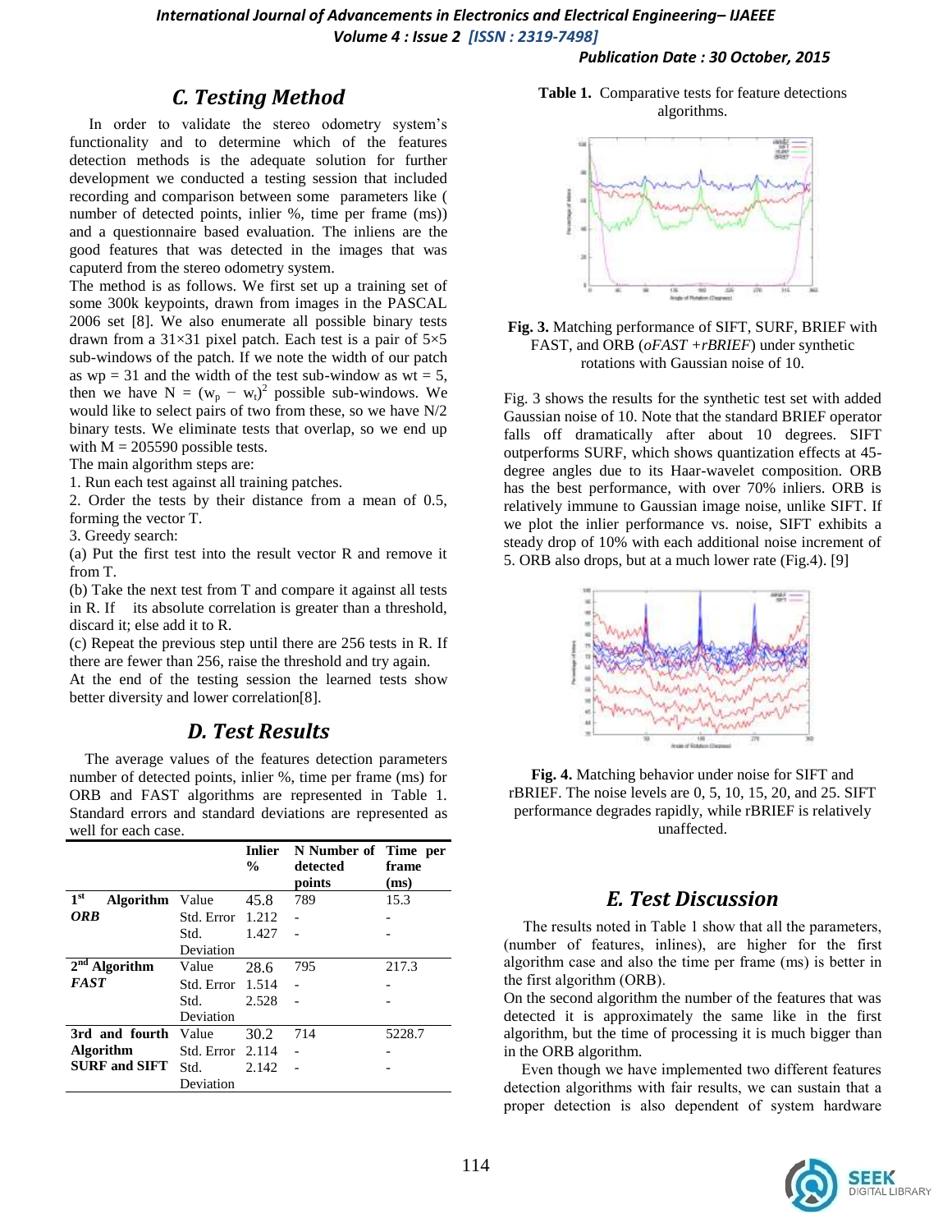## C. Testing Method

In order to validate the stereo odometry system's functionality and to determine which of the features detection methods is the adequate solution for further development we conducted a testing session that included recording and comparison between some parameters like ( number of detected points, inlier %, time per frame (ms)) and a questionnaire based evaluation. The inliens are the good features that was detected in the images that was caputerd from the stereo odometry system.

The method is as follows. We first set up a training set of some 300k keypoints, drawn from images in the PASCAL 2006 set [8]. We also enumerate all possible binary tests drawn from a 31×31 pixel patch. Each test is a pair of 5×5 sub-windows of the patch. If we note the width of our patch as wp = 31 and the width of the test sub-window as wt = 5, then we have $N = (w_p - w_t)^2$ possible sub-windows. We would like to select pairs of two from these, so we have N/2 binary tests. We eliminate tests that overlap, so we end up with M = 205590 possible tests.

The main algorithm steps are:

1. Run each test against all training patches.
2. Order the tests by their distance from a mean of 0.5, forming the vector T.
3. Greedy search:

(a) Put the first test into the result vector R and remove it from T.

(b) Take the next test from T and compare it against all tests in R. If its absolute correlation is greater than a threshold, discard it; else add it to R.

(c) Repeat the previous step until there are 256 tests in R. If there are fewer than 256, raise the threshold and try again.

At the end of the testing session the learned tests show better diversity and lower correlation[8].

## D. Test Results

The average values of the features detection parameters number of detected points, inlier %, time per frame (ms) for ORB and FAST algorithms are represented in Table 1. Standard errors and standard deviations are represented as well for each case.

**Table 1.** Comparative tests for feature detections algorithms.

| | | Inlier % | N Number of detected points | Time per frame (ms) |
|---|---|---|---|---|
| **1st Algorithm** ***ORB*** | Value | 45.8 | 789 | 15.3 |
| | Std. Error | 1.212 | - | - |
| | Std. Deviation | 1.427 | - | - |
| **2nd Algorithm** ***FAST*** | Value | 28.6 | 795 | 217.3 |
| | Std. Error | 1.514 | - | - |
| | Std. Deviation | 2.528 | - | - |
| **3rd and fourth Algorithm SURF and SIFT** | Value | 30.2 | 714 | 5228.7 |
| | Std. Error | 2.114 | - | - |
| | Std. Deviation | 2.142 | - | - |

**Fig. 3.** Matching performance of SIFT, SURF, BRIEF with FAST, and ORB (*oFAST +rBRIEF*) under synthetic rotations with Gaussian noise of 10.

Fig. 3 shows the results for the synthetic test set with added Gaussian noise of 10. Note that the standard BRIEF operator falls off dramatically after about 10 degrees. SIFT outperforms SURF, which shows quantization effects at 45-degree angles due to its Haar-wavelet composition. ORB has the best performance, with over 70% inliers. ORB is relatively immune to Gaussian image noise, unlike SIFT. If we plot the inlier performance vs. noise, SIFT exhibits a steady drop of 10% with each additional noise increment of 5. ORB also drops, but at a much lower rate (Fig.4). [9]

**Fig. 4.** Matching behavior under noise for SIFT and rBRIEF. The noise levels are 0, 5, 10, 15, 20, and 25. SIFT performance degrades rapidly, while rBRIEF is relatively unaffected.

## E. Test Discussion

The results noted in Table 1 show that all the parameters, (number of features, inlines), are higher for the first algorithm case and also the time per frame (ms) is better in the first algorithm (ORB).

On the second algorithm the number of the features that was detected it is approximately the same like in the first algorithm, but the time of processing it is much bigger than in the ORB algorithm.

Even though we have implemented two different features detection algorithms with fair results, we can sustain that a proper detection is also dependent of system hardware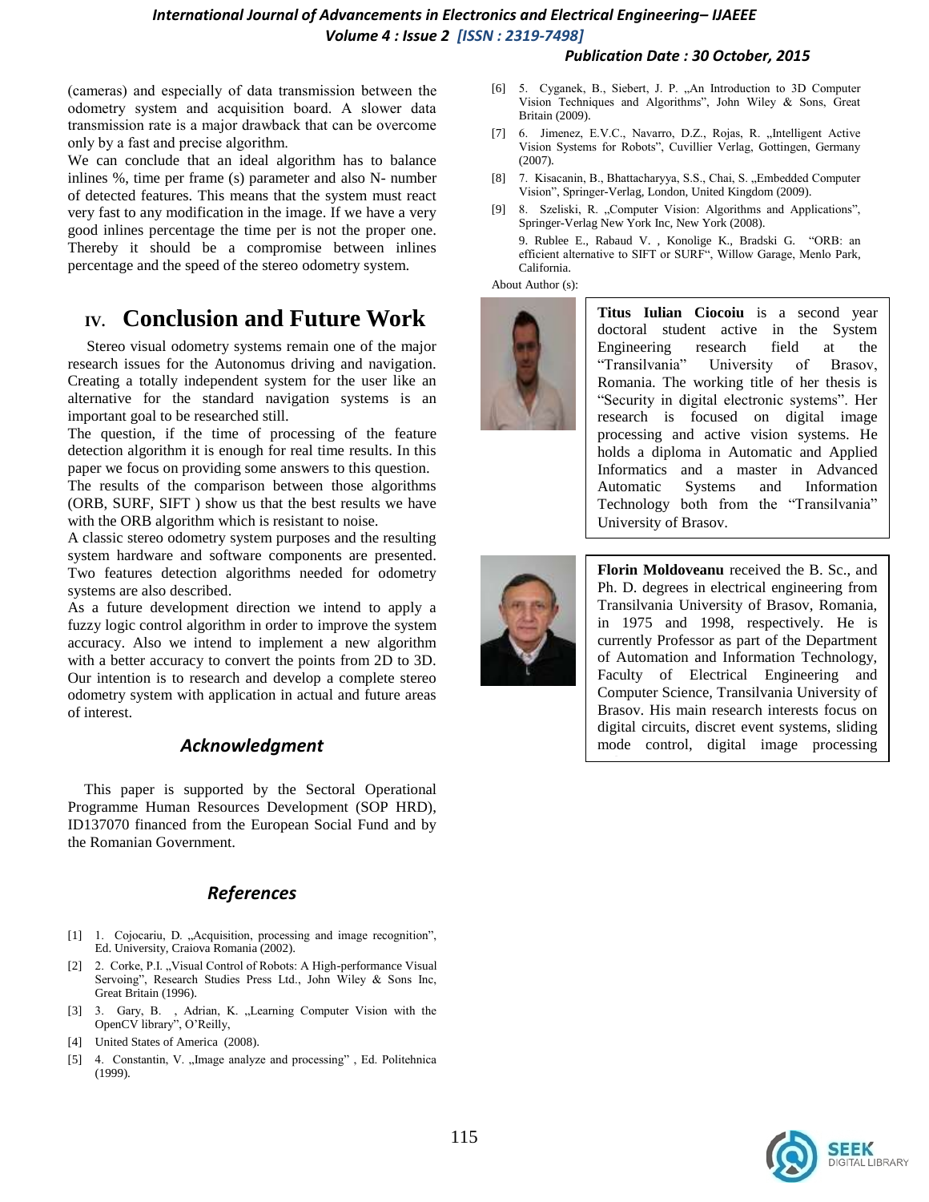(cameras) and especially of data transmission between the odometry system and acquisition board. A slower data transmission rate is a major drawback that can be overcome only by a fast and precise algorithm.

We can conclude that an ideal algorithm has to balance inlines %, time per frame (s) parameter and also N- number of detected features. This means that the system must react very fast to any modification in the image. If we have a very good inlines percentage the time per is not the proper one. Thereby it should be a compromise between inlines percentage and the speed of the stereo odometry system.

## IV. Conclusion and Future Work

Stereo visual odometry systems remain one of the major research issues for the Autonomus driving and navigation. Creating a totally independent system for the user like an alternative for the standard navigation systems is an important goal to be researched still.

The question, if the time of processing of the feature detection algorithm it is enough for real time results. In this paper we focus on providing some answers to this question.

The results of the comparison between those algorithms (ORB, SURF, SIFT ) show us that the best results we have with the ORB algorithm which is resistant to noise.

A classic stereo odometry system purposes and the resulting system hardware and software components are presented. Two features detection algorithms needed for odometry systems are also described.

As a future development direction we intend to apply a fuzzy logic control algorithm in order to improve the system accuracy. Also we intend to implement a new algorithm with a better accuracy to convert the points from 2D to 3D. Our intention is to research and develop a complete stereo odometry system with application in actual and future areas of interest.

### *Acknowledgment*

This paper is supported by the Sectoral Operational Programme Human Resources Development (SOP HRD), ID137070 financed from the European Social Fund and by the Romanian Government.

### *References*

[1] 1. Cojocariu, D. „Acquisition, processing and image recognition", Ed. University, Craiova Romania (2002).

[2] 2. Corke, P.I. „Visual Control of Robots: A High-performance Visual Servoing", Research Studies Press Ltd., John Wiley & Sons Inc, Great Britain (1996).

[3] 3. Gary, B. , Adrian, K. „Learning Computer Vision with the OpenCV library", O'Reilly,

[4] United States of America (2008).

[5] 4. Constantin, V. „Image analyze and processing" , Ed. Politehnica (1999).

[6] 5. Cyganek, B., Siebert, J. P. „An Introduction to 3D Computer Vision Techniques and Algorithms", John Wiley & Sons, Great Britain (2009).

[7] 6. Jimenez, E.V.C., Navarro, D.Z., Rojas, R. „Intelligent Active Vision Systems for Robots", Cuvillier Verlag, Gottingen, Germany (2007).

[8] 7. Kisacanin, B., Bhattacharyya, S.S., Chai, S. „Embedded Computer Vision", Springer-Verlag, London, United Kingdom (2009).

[9] 8. Szeliski, R. „Computer Vision: Algorithms and Applications", Springer-Verlag New York Inc, New York (2008).

9. Rublee E., Rabaud V. , Konolige K., Bradski G. "ORB: an efficient alternative to SIFT or SURF", Willow Garage, Menlo Park, California.

About Author (s):

**Titus Iulian Ciocoiu** is a second year doctoral student active in the System Engineering research field at the "Transilvania" University of Brasov, Romania. The working title of her thesis is "Security in digital electronic systems". Her research is focused on digital image processing and active vision systems. He holds a diploma in Automatic and Applied Informatics and a master in Advanced Automatic Systems and Information Technology both from the "Transilvania" University of Brasov.

**Florin Moldoveanu** received the B. Sc., and Ph. D. degrees in electrical engineering from Transilvania University of Brasov, Romania, in 1975 and 1998, respectively. He is currently Professor as part of the Department of Automation and Information Technology, Faculty of Electrical Engineering and Computer Science, Transilvania University of Brasov. His main research interests focus on digital circuits, discret event systems, sliding mode control, digital image processing